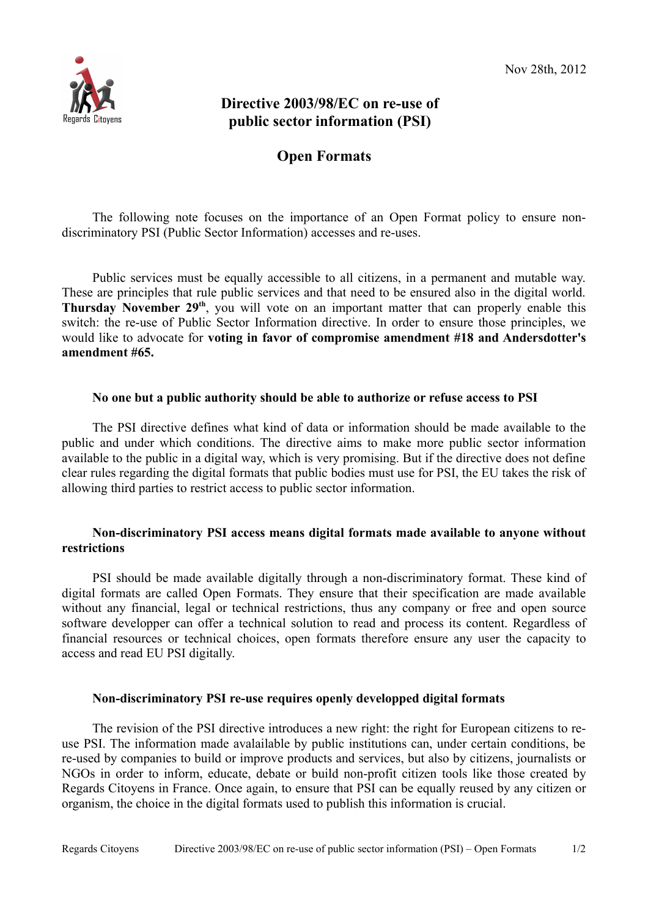Regards Citoyens

Nov 28th, 2012

# Directive 2003/98/EC on re-use of public sector information (PSI)

## Open Formats

The following note focuses on the importance of an Open Format policy to ensure non-discriminatory PSI (Public Sector Information) accesses and re-uses.

Public services must be equally accessible to all citizens, in a permanent and mutable way. These are principles that rule public services and that need to be ensured also in the digital world. **Thursday November 29th**, you will vote on an important matter that can properly enable this switch: the re-use of Public Sector Information directive. In order to ensure those principles, we would like to advocate for **voting in favor of compromise amendment #18 and Andersdotter's amendment #65.**

### No one but a public authority should be able to authorize or refuse access to PSI

The PSI directive defines what kind of data or information should be made available to the public and under which conditions. The directive aims to make more public sector information available to the public in a digital way, which is very promising. But if the directive does not define clear rules regarding the digital formats that public bodies must use for PSI, the EU takes the risk of allowing third parties to restrict access to public sector information.

### Non-discriminatory PSI access means digital formats made available to anyone without restrictions

PSI should be made available digitally through a non-discriminatory format. These kind of digital formats are called Open Formats. They ensure that their specification are made available without any financial, legal or technical restrictions, thus any company or free and open source software developper can offer a technical solution to read and process its content. Regardless of financial resources or technical choices, open formats therefore ensure any user the capacity to access and read EU PSI digitally.

### Non-discriminatory PSI re-use requires openly developped digital formats

The revision of the PSI directive introduces a new right: the right for European citizens to re-use PSI. The information made avalailable by public institutions can, under certain conditions, be re-used by companies to build or improve products and services, but also by citizens, journalists or NGOs in order to inform, educate, debate or build non-profit citizen tools like those created by Regards Citoyens in France. Once again, to ensure that PSI can be equally reused by any citizen or organism, the choice in the digital formats used to publish this information is crucial.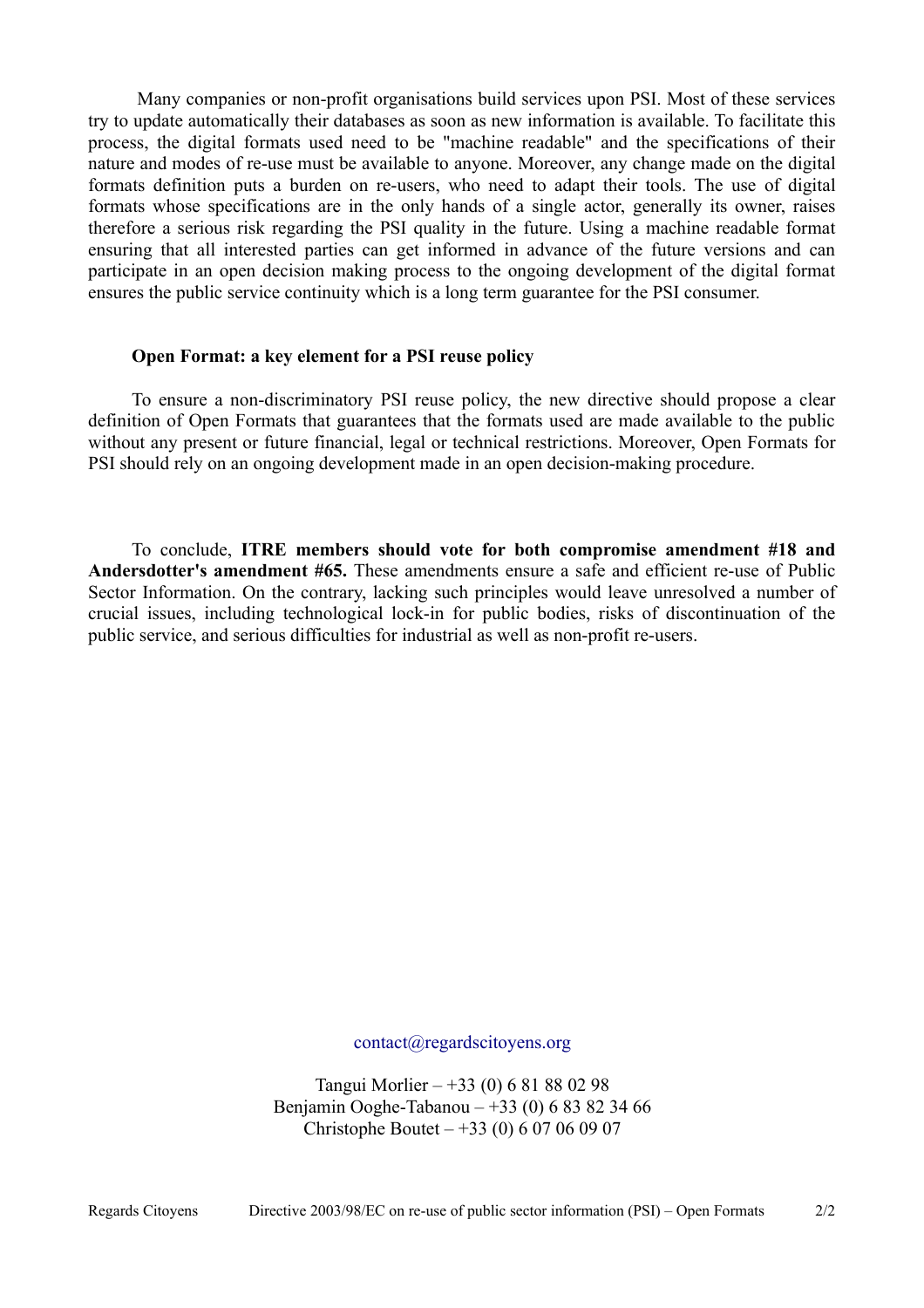Many companies or non-profit organisations build services upon PSI. Most of these services try to update automatically their databases as soon as new information is available. To facilitate this process, the digital formats used need to be "machine readable" and the specifications of their nature and modes of re-use must be available to anyone. Moreover, any change made on the digital formats definition puts a burden on re-users, who need to adapt their tools. The use of digital formats whose specifications are in the only hands of a single actor, generally its owner, raises therefore a serious risk regarding the PSI quality in the future. Using a machine readable format ensuring that all interested parties can get informed in advance of the future versions and can participate in an open decision making process to the ongoing development of the digital format ensures the public service continuity which is a long term guarantee for the PSI consumer.

### Open Format: a key element for a PSI reuse policy

To ensure a non-discriminatory PSI reuse policy, the new directive should propose a clear definition of Open Formats that guarantees that the formats used are made available to the public without any present or future financial, legal or technical restrictions. Moreover, Open Formats for PSI should rely on an ongoing development made in an open decision-making procedure.

To conclude, **ITRE members should vote for both compromise amendment #18 and Andersdotter's amendment #65.** These amendments ensure a safe and efficient re-use of Public Sector Information. On the contrary, lacking such principles would leave unresolved a number of crucial issues, including technological lock-in for public bodies, risks of discontinuation of the public service, and serious difficulties for industrial as well as non-profit re-users.

contact@regardscitoyens.org

Tangui Morlier – +33 (0) 6 81 88 02 98
Benjamin Ooghe-Tabanou – +33 (0) 6 83 82 34 66
Christophe Boutet – +33 (0) 6 07 06 09 07